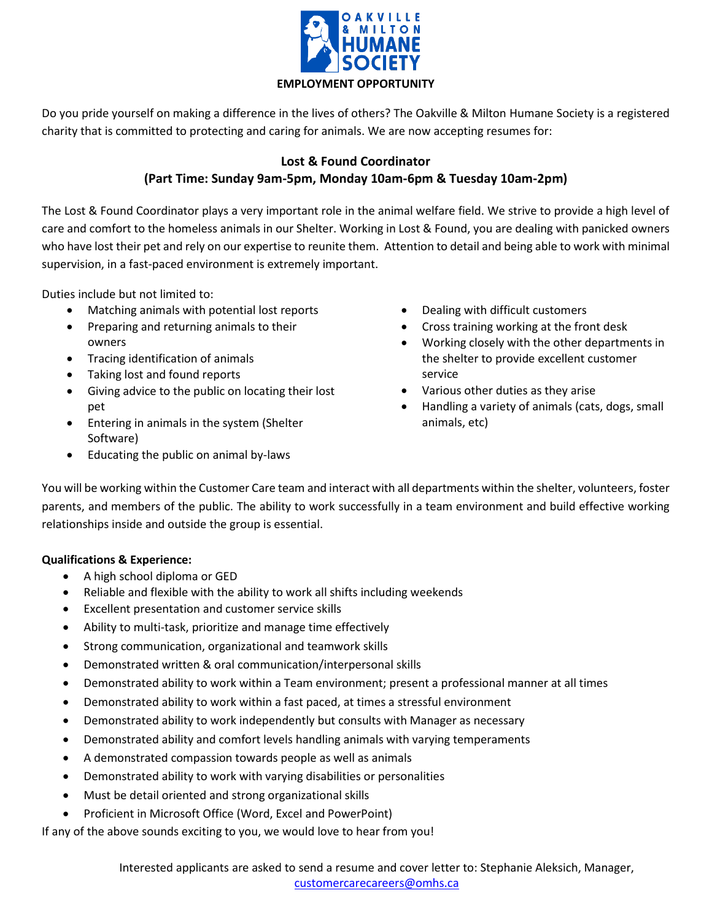OAKVILLE & MILTON HUMANE SOCIETY

**EMPLOYMENT OPPORTUNITY**

Do you pride yourself on making a difference in the lives of others? The Oakville & Milton Humane Society is a registered charity that is committed to protecting and caring for animals. We are now accepting resumes for:

## Lost & Found Coordinator
### (Part Time: Sunday 9am-5pm, Monday 10am-6pm & Tuesday 10am-2pm)

The Lost & Found Coordinator plays a very important role in the animal welfare field. We strive to provide a high level of care and comfort to the homeless animals in our Shelter. Working in Lost & Found, you are dealing with panicked owners who have lost their pet and rely on our expertise to reunite them. Attention to detail and being able to work with minimal supervision, in a fast-paced environment is extremely important.

Duties include but not limited to:

- Matching animals with potential lost reports
- Preparing and returning animals to their owners
- Tracing identification of animals
- Taking lost and found reports
- Giving advice to the public on locating their lost pet
- Entering in animals in the system (Shelter Software)
- Educating the public on animal by-laws
- Dealing with difficult customers
- Cross training working at the front desk
- Working closely with the other departments in the shelter to provide excellent customer service
- Various other duties as they arise
- Handling a variety of animals (cats, dogs, small animals, etc)

You will be working within the Customer Care team and interact with all departments within the shelter, volunteers, foster parents, and members of the public. The ability to work successfully in a team environment and build effective working relationships inside and outside the group is essential.

**Qualifications & Experience:**

- A high school diploma or GED
- Reliable and flexible with the ability to work all shifts including weekends
- Excellent presentation and customer service skills
- Ability to multi-task, prioritize and manage time effectively
- Strong communication, organizational and teamwork skills
- Demonstrated written & oral communication/interpersonal skills
- Demonstrated ability to work within a Team environment; present a professional manner at all times
- Demonstrated ability to work within a fast paced, at times a stressful environment
- Demonstrated ability to work independently but consults with Manager as necessary
- Demonstrated ability and comfort levels handling animals with varying temperaments
- A demonstrated compassion towards people as well as animals
- Demonstrated ability to work with varying disabilities or personalities
- Must be detail oriented and strong organizational skills
- Proficient in Microsoft Office (Word, Excel and PowerPoint)

If any of the above sounds exciting to you, we would love to hear from you!

Interested applicants are asked to send a resume and cover letter to: Stephanie Aleksich, Manager, customercarecareers@omhs.ca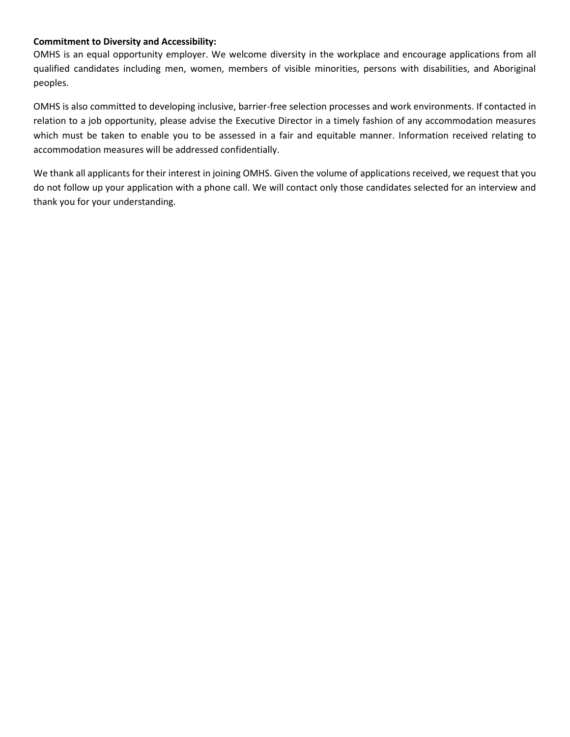**Commitment to Diversity and Accessibility:**
OMHS is an equal opportunity employer. We welcome diversity in the workplace and encourage applications from all qualified candidates including men, women, members of visible minorities, persons with disabilities, and Aboriginal peoples.

OMHS is also committed to developing inclusive, barrier-free selection processes and work environments. If contacted in relation to a job opportunity, please advise the Executive Director in a timely fashion of any accommodation measures which must be taken to enable you to be assessed in a fair and equitable manner. Information received relating to accommodation measures will be addressed confidentially.

We thank all applicants for their interest in joining OMHS. Given the volume of applications received, we request that you do not follow up your application with a phone call. We will contact only those candidates selected for an interview and thank you for your understanding.